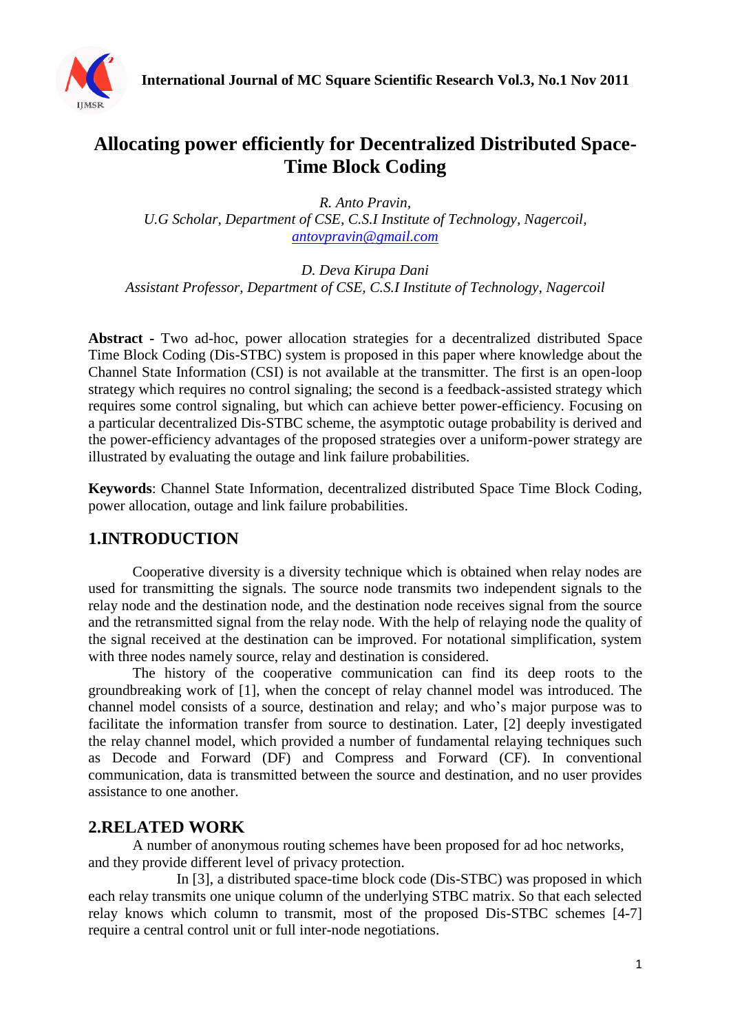# Allocating power efficiently for Decentralized Distributed Space-Time Block Coding

*R. Anto Pravin,*
*U.G Scholar, Department of CSE, C.S.I Institute of Technology, Nagercoil,*
*antovpravin@gmail.com*

*D. Deva Kirupa Dani*
*Assistant Professor, Department of CSE, C.S.I Institute of Technology, Nagercoil*

**Abstract -** Two ad-hoc, power allocation strategies for a decentralized distributed Space Time Block Coding (Dis-STBC) system is proposed in this paper where knowledge about the Channel State Information (CSI) is not available at the transmitter. The first is an open-loop strategy which requires no control signaling; the second is a feedback-assisted strategy which requires some control signaling, but which can achieve better power-efficiency. Focusing on a particular decentralized Dis-STBC scheme, the asymptotic outage probability is derived and the power-efficiency advantages of the proposed strategies over a uniform-power strategy are illustrated by evaluating the outage and link failure probabilities.

**Keywords**: Channel State Information, decentralized distributed Space Time Block Coding, power allocation, outage and link failure probabilities.

## 1.INTRODUCTION

Cooperative diversity is a diversity technique which is obtained when relay nodes are used for transmitting the signals. The source node transmits two independent signals to the relay node and the destination node, and the destination node receives signal from the source and the retransmitted signal from the relay node. With the help of relaying node the quality of the signal received at the destination can be improved. For notational simplification, system with three nodes namely source, relay and destination is considered.

The history of the cooperative communication can find its deep roots to the groundbreaking work of [1], when the concept of relay channel model was introduced. The channel model consists of a source, destination and relay; and who's major purpose was to facilitate the information transfer from source to destination. Later, [2] deeply investigated the relay channel model, which provided a number of fundamental relaying techniques such as Decode and Forward (DF) and Compress and Forward (CF). In conventional communication, data is transmitted between the source and destination, and no user provides assistance to one another.

## 2.RELATED WORK

A number of anonymous routing schemes have been proposed for ad hoc networks, and they provide different level of privacy protection.

In [3], a distributed space-time block code (Dis-STBC) was proposed in which each relay transmits one unique column of the underlying STBC matrix. So that each selected relay knows which column to transmit, most of the proposed Dis-STBC schemes [4-7] require a central control unit or full inter-node negotiations.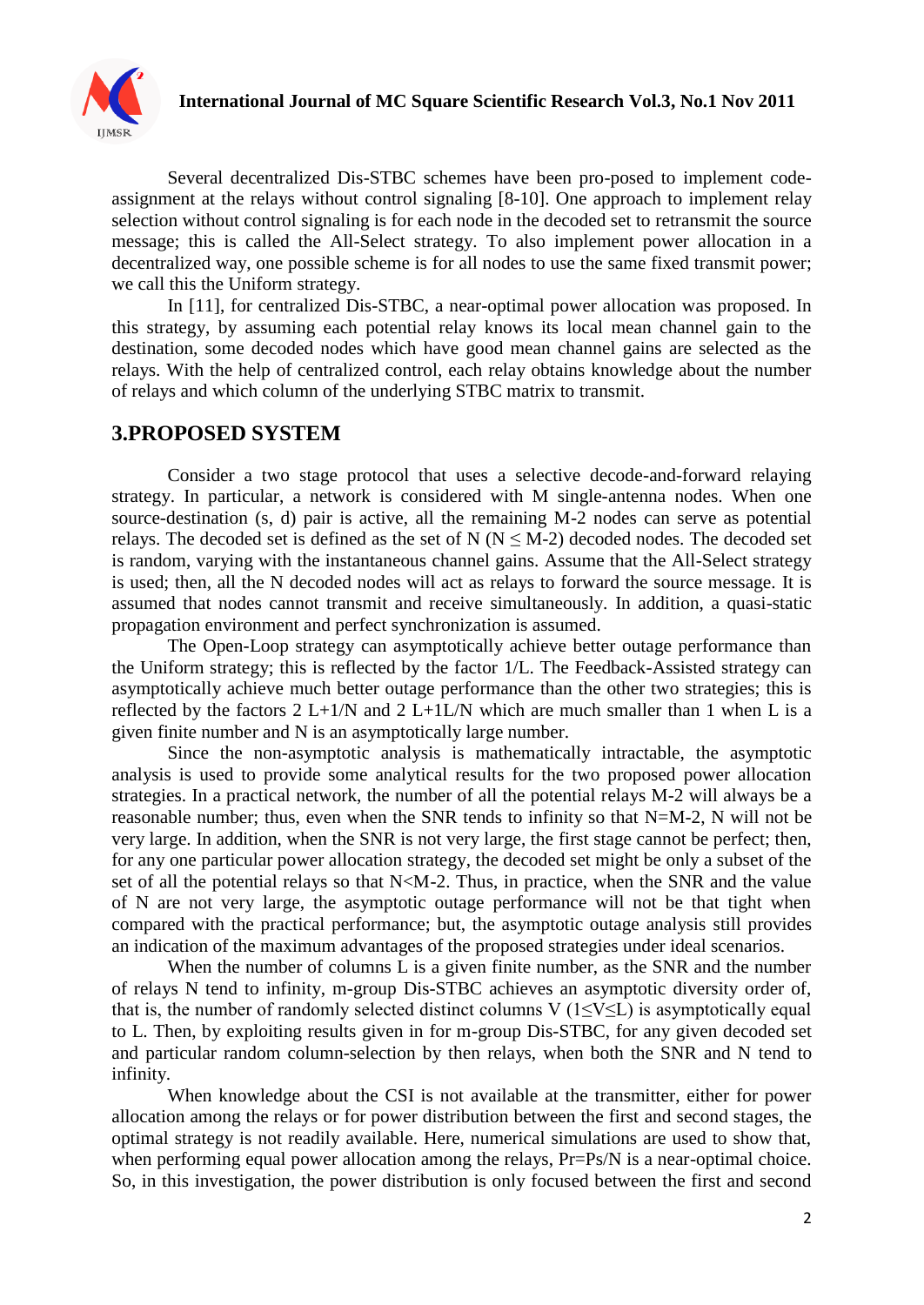Several decentralized Dis-STBC schemes have been pro-posed to implement code-assignment at the relays without control signaling [8-10]. One approach to implement relay selection without control signaling is for each node in the decoded set to retransmit the source message; this is called the All-Select strategy. To also implement power allocation in a decentralized way, one possible scheme is for all nodes to use the same fixed transmit power; we call this the Uniform strategy.

In [11], for centralized Dis-STBC, a near-optimal power allocation was proposed. In this strategy, by assuming each potential relay knows its local mean channel gain to the destination, some decoded nodes which have good mean channel gains are selected as the relays. With the help of centralized control, each relay obtains knowledge about the number of relays and which column of the underlying STBC matrix to transmit.

## 3.PROPOSED SYSTEM

Consider a two stage protocol that uses a selective decode-and-forward relaying strategy. In particular, a network is considered with M single-antenna nodes. When one source-destination (s, d) pair is active, all the remaining M-2 nodes can serve as potential relays. The decoded set is defined as the set of N ($N \leq M$-2) decoded nodes. The decoded set is random, varying with the instantaneous channel gains. Assume that the All-Select strategy is used; then, all the N decoded nodes will act as relays to forward the source message. It is assumed that nodes cannot transmit and receive simultaneously. In addition, a quasi-static propagation environment and perfect synchronization is assumed.

The Open-Loop strategy can asymptotically achieve better outage performance than the Uniform strategy; this is reflected by the factor 1/L. The Feedback-Assisted strategy can asymptotically achieve much better outage performance than the other two strategies; this is reflected by the factors 2 L+1/N and 2 L+1L/N which are much smaller than 1 when L is a given finite number and N is an asymptotically large number.

Since the non-asymptotic analysis is mathematically intractable, the asymptotic analysis is used to provide some analytical results for the two proposed power allocation strategies. In a practical network, the number of all the potential relays M-2 will always be a reasonable number; thus, even when the SNR tends to infinity so that N=M-2, N will not be very large. In addition, when the SNR is not very large, the first stage cannot be perfect; then, for any one particular power allocation strategy, the decoded set might be only a subset of the set of all the potential relays so that N<M-2. Thus, in practice, when the SNR and the value of N are not very large, the asymptotic outage performance will not be that tight when compared with the practical performance; but, the asymptotic outage analysis still provides an indication of the maximum advantages of the proposed strategies under ideal scenarios.

When the number of columns L is a given finite number, as the SNR and the number of relays N tend to infinity, m-group Dis-STBC achieves an asymptotic diversity order of, that is, the number of randomly selected distinct columns V ($1 \leq V \leq L$) is asymptotically equal to L. Then, by exploiting results given in for m-group Dis-STBC, for any given decoded set and particular random column-selection by then relays, when both the SNR and N tend to infinity.

When knowledge about the CSI is not available at the transmitter, either for power allocation among the relays or for power distribution between the first and second stages, the optimal strategy is not readily available. Here, numerical simulations are used to show that, when performing equal power allocation among the relays, Pr=Ps/N is a near-optimal choice. So, in this investigation, the power distribution is only focused between the first and second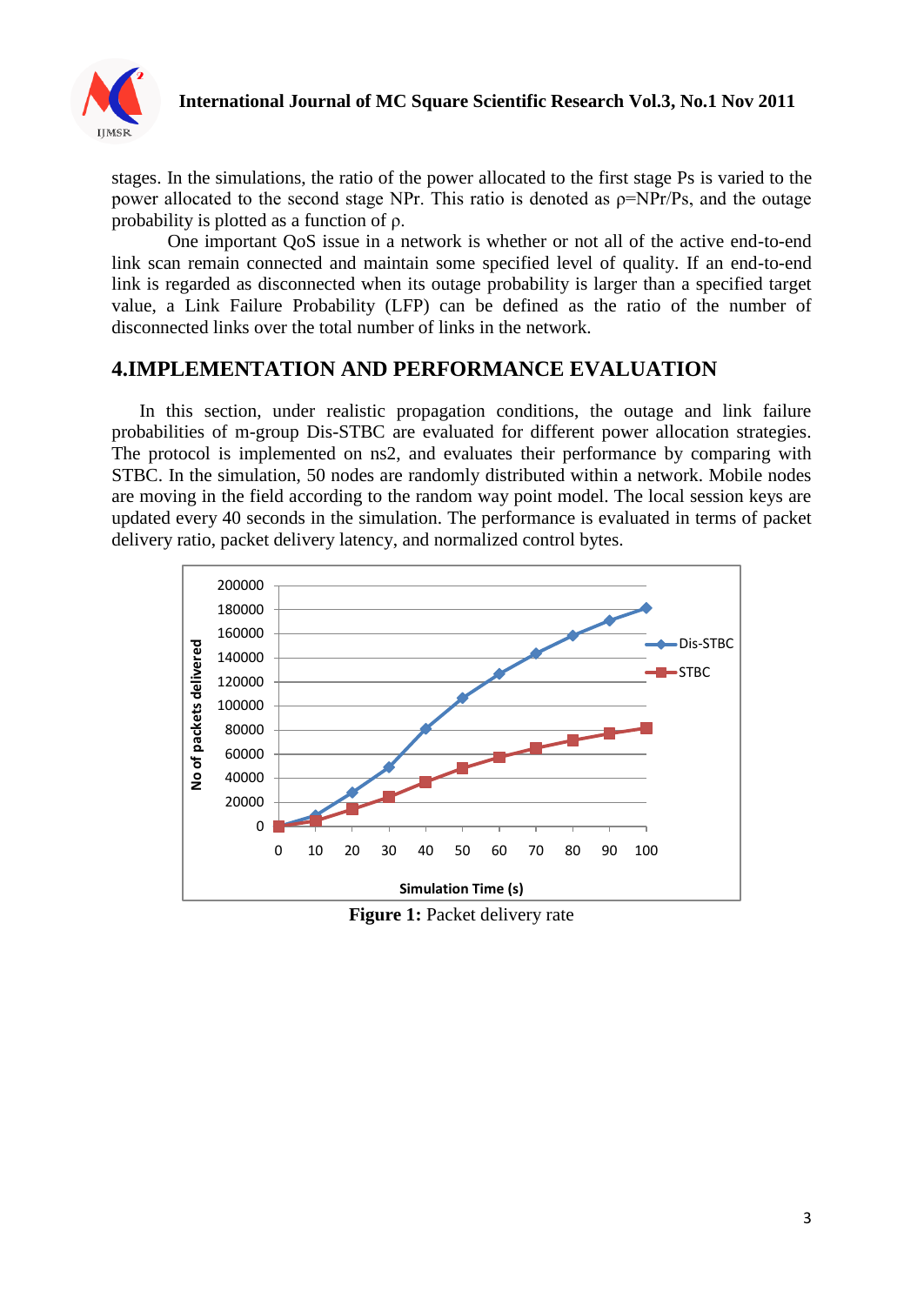stages. In the simulations, the ratio of the power allocated to the first stage Ps is varied to the power allocated to the second stage NPr. This ratio is denoted as $\rho$=NPr/Ps, and the outage probability is plotted as a function of $\rho$.

One important QoS issue in a network is whether or not all of the active end-to-end link scan remain connected and maintain some specified level of quality. If an end-to-end link is regarded as disconnected when its outage probability is larger than a specified target value, a Link Failure Probability (LFP) can be defined as the ratio of the number of disconnected links over the total number of links in the network.

## 4.IMPLEMENTATION AND PERFORMANCE EVALUATION

In this section, under realistic propagation conditions, the outage and link failure probabilities of m-group Dis-STBC are evaluated for different power allocation strategies. The protocol is implemented on ns2, and evaluates their performance by comparing with STBC. In the simulation, 50 nodes are randomly distributed within a network. Mobile nodes are moving in the field according to the random way point model. The local session keys are updated every 40 seconds in the simulation. The performance is evaluated in terms of packet delivery ratio, packet delivery latency, and normalized control bytes.

**Figure 1:** Packet delivery rate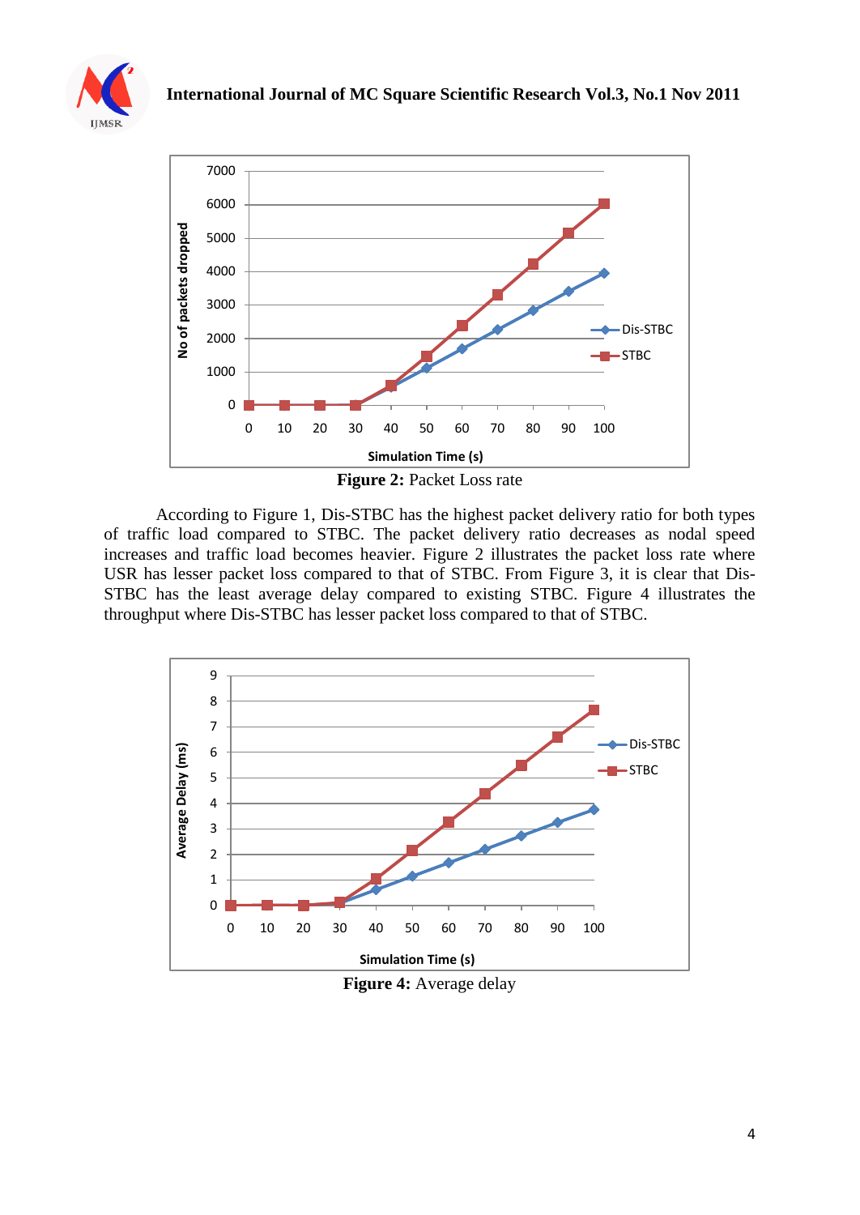**Figure 2:** Packet Loss rate

According to Figure 1, Dis-STBC has the highest packet delivery ratio for both types of traffic load compared to STBC. The packet delivery ratio decreases as nodal speed increases and traffic load becomes heavier. Figure 2 illustrates the packet loss rate where USR has lesser packet loss compared to that of STBC. From Figure 3, it is clear that Dis-STBC has the least average delay compared to existing STBC. Figure 4 illustrates the throughput where Dis-STBC has lesser packet loss compared to that of STBC.

**Figure 4:** Average delay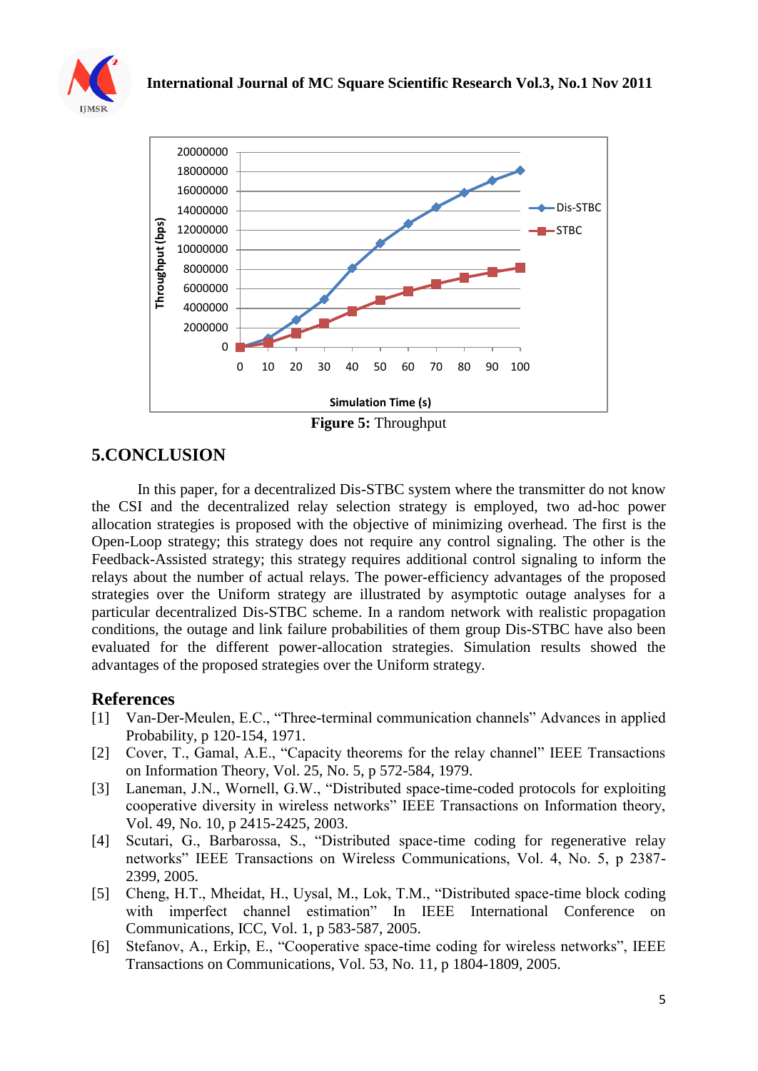**Figure 5:** Throughput

## 5.CONCLUSION

In this paper, for a decentralized Dis-STBC system where the transmitter do not know the CSI and the decentralized relay selection strategy is employed, two ad-hoc power allocation strategies is proposed with the objective of minimizing overhead. The first is the Open-Loop strategy; this strategy does not require any control signaling. The other is the Feedback-Assisted strategy; this strategy requires additional control signaling to inform the relays about the number of actual relays. The power-efficiency advantages of the proposed strategies over the Uniform strategy are illustrated by asymptotic outage analyses for a particular decentralized Dis-STBC scheme. In a random network with realistic propagation conditions, the outage and link failure probabilities of them group Dis-STBC have also been evaluated for the different power-allocation strategies. Simulation results showed the advantages of the proposed strategies over the Uniform strategy.

## References

[1] Van-Der-Meulen, E.C., "Three-terminal communication channels" Advances in applied Probability, p 120-154, 1971.

[2] Cover, T., Gamal, A.E., "Capacity theorems for the relay channel" IEEE Transactions on Information Theory, Vol. 25, No. 5, p 572-584, 1979.

[3] Laneman, J.N., Wornell, G.W., "Distributed space-time-coded protocols for exploiting cooperative diversity in wireless networks" IEEE Transactions on Information theory, Vol. 49, No. 10, p 2415-2425, 2003.

[4] Scutari, G., Barbarossa, S., "Distributed space-time coding for regenerative relay networks" IEEE Transactions on Wireless Communications, Vol. 4, No. 5, p 2387-2399, 2005.

[5] Cheng, H.T., Mheidat, H., Uysal, M., Lok, T.M., "Distributed space-time block coding with imperfect channel estimation" In IEEE International Conference on Communications, ICC, Vol. 1, p 583-587, 2005.

[6] Stefanov, A., Erkip, E., "Cooperative space-time coding for wireless networks", IEEE Transactions on Communications, Vol. 53, No. 11, p 1804-1809, 2005.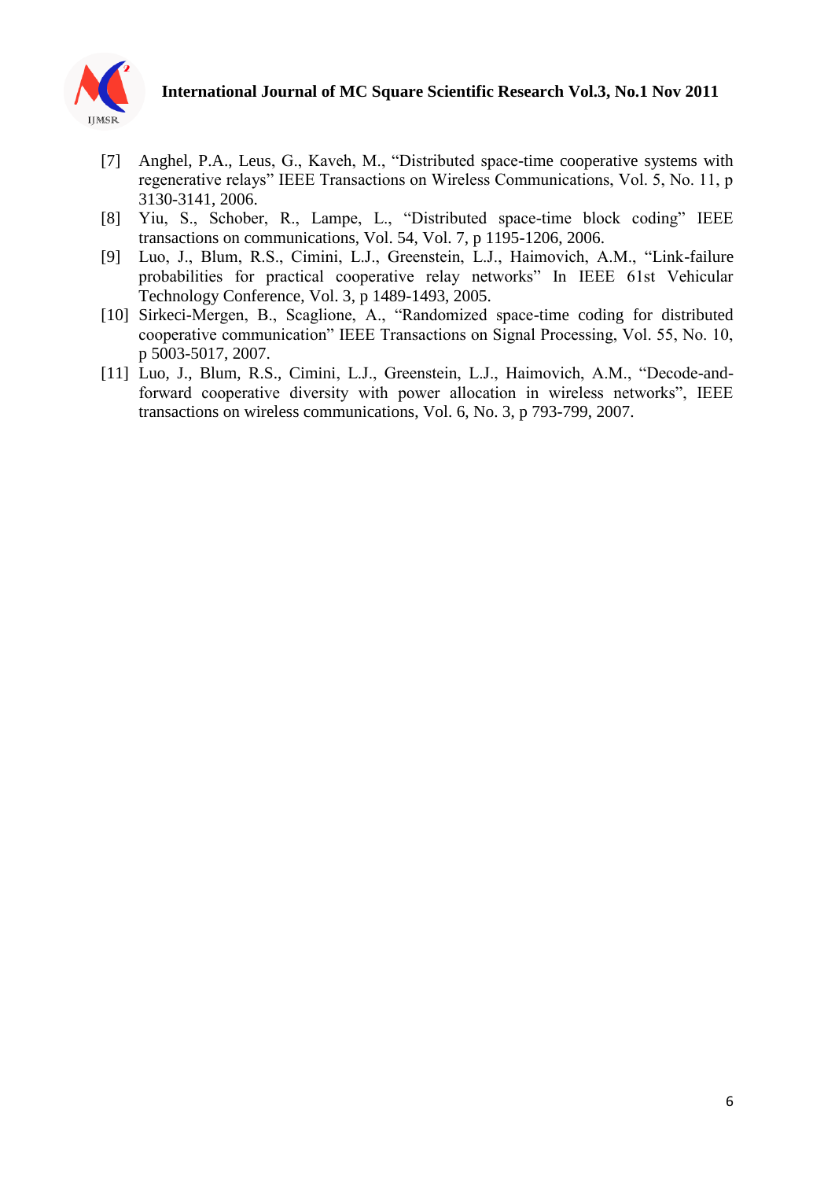[7] Anghel, P.A., Leus, G., Kaveh, M., "Distributed space-time cooperative systems with regenerative relays" IEEE Transactions on Wireless Communications, Vol. 5, No. 11, p 3130-3141, 2006.

[8] Yiu, S., Schober, R., Lampe, L., "Distributed space-time block coding" IEEE transactions on communications, Vol. 54, Vol. 7, p 1195-1206, 2006.

[9] Luo, J., Blum, R.S., Cimini, L.J., Greenstein, L.J., Haimovich, A.M., "Link-failure probabilities for practical cooperative relay networks" In IEEE 61st Vehicular Technology Conference, Vol. 3, p 1489-1493, 2005.

[10] Sirkeci-Mergen, B., Scaglione, A., "Randomized space-time coding for distributed cooperative communication" IEEE Transactions on Signal Processing, Vol. 55, No. 10, p 5003-5017, 2007.

[11] Luo, J., Blum, R.S., Cimini, L.J., Greenstein, L.J., Haimovich, A.M., "Decode-and-forward cooperative diversity with power allocation in wireless networks", IEEE transactions on wireless communications, Vol. 6, No. 3, p 793-799, 2007.